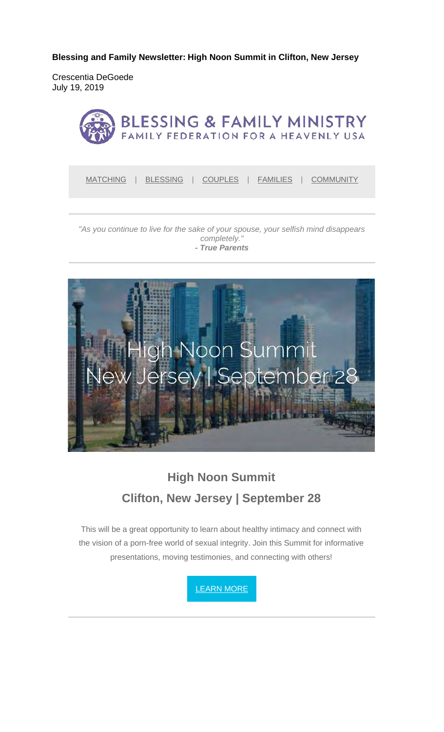**Blessing and Family Newsletter: High Noon Summit in Clifton, New Jersey**

Crescentia DeGoede
July 19, 2019

BLESSING & FAMILY MINISTRY
FAMILY FEDERATION FOR A HEAVENLY USA

MATCHING | BLESSING | COUPLES | FAMILIES | COMMUNITY

---

*"As you continue to live for the sake of your spouse, your selfish mind disappears completely."*
***- True Parents***

---

High Noon Summit
New Jersey | September 28

## High Noon Summit

## Clifton, New Jersey | September 28

This will be a great opportunity to learn about healthy intimacy and connect with the vision of a porn-free world of sexual integrity. Join this Summit for informative presentations, moving testimonies, and connecting with others!

LEARN MORE

---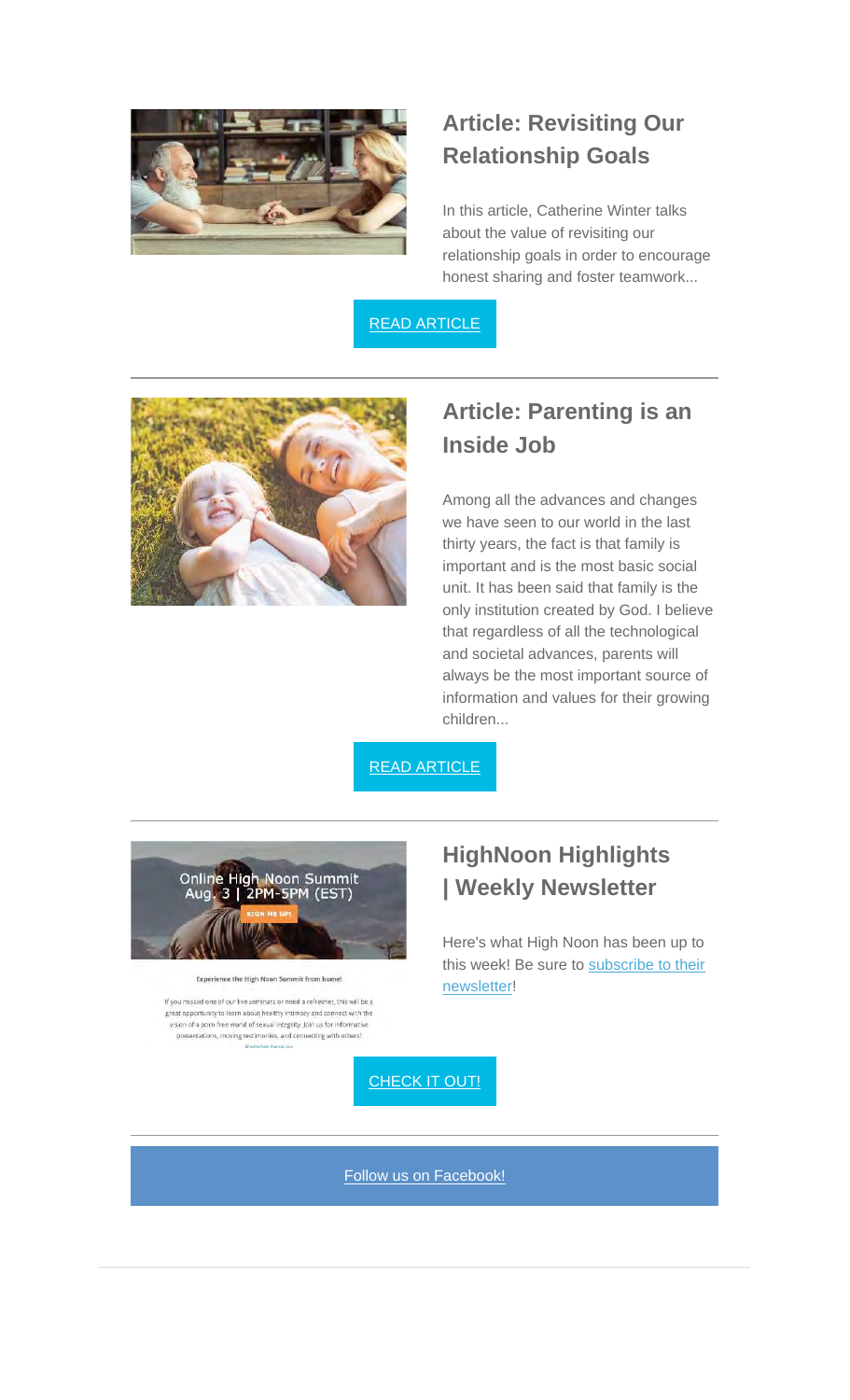## Article: Revisiting Our Relationship Goals

In this article, Catherine Winter talks about the value of revisiting our relationship goals in order to encourage honest sharing and foster teamwork...

READ ARTICLE

---

## Article: Parenting is an Inside Job

Among all the advances and changes we have seen to our world in the last thirty years, the fact is that family is important and is the most basic social unit. It has been said that family is the only institution created by God. I believe that regardless of all the technological and societal advances, parents will always be the most important source of information and values for their growing children...

READ ARTICLE

---

## HighNoon Highlights | Weekly Newsletter

Here's what High Noon has been up to this week! Be sure to subscribe to their newsletter!

CHECK IT OUT!

---

Follow us on Facebook!